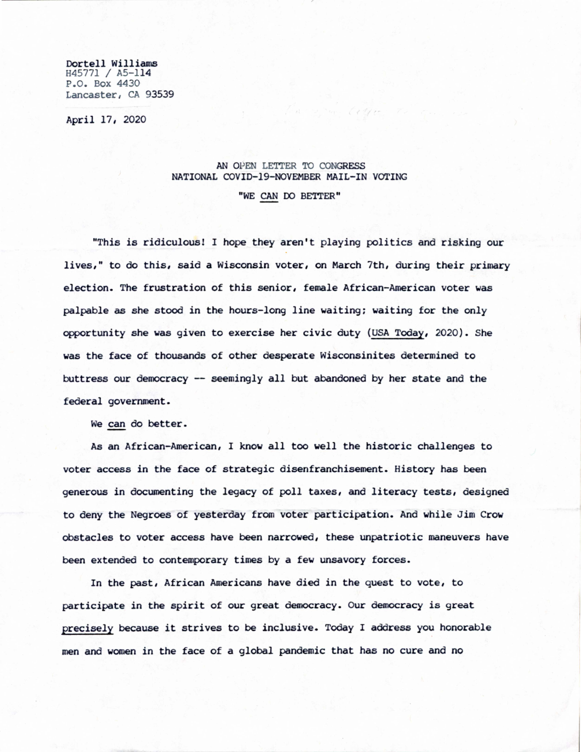Dortell Williams
H45771 / A5-114
P.O. Box 4430
Lancaster, CA 93539

April 17, 2020

AN OPEN LETTER TO CONGRESS
NATIONAL COVID-19-NOVEMBER MAIL-IN VOTING

"WE CAN DO BETTER"

"This is ridiculous! I hope they aren't playing politics and risking our lives," to do this, said a Wisconsin voter, on March 7th, during their primary election. The frustration of this senior, female African-American voter was palpable as she stood in the hours-long line waiting; waiting for the only opportunity she was given to exercise her civic duty (USA Today, 2020). She was the face of thousands of other desperate Wisconsinites determined to buttress our democracy -- seemingly all but abandoned by her state and the federal government.

We can do better.

As an African-American, I know all too well the historic challenges to voter access in the face of strategic disenfranchisement. History has been generous in documenting the legacy of poll taxes, and literacy tests, designed to deny the Negroes of yesterday from voter participation. And while Jim Crow obstacles to voter access have been narrowed, these unpatriotic maneuvers have been extended to contemporary times by a few unsavory forces.

In the past, African Americans have died in the quest to vote, to participate in the spirit of our great democracy. Our democracy is great precisely because it strives to be inclusive. Today I address you honorable men and women in the face of a global pandemic that has no cure and no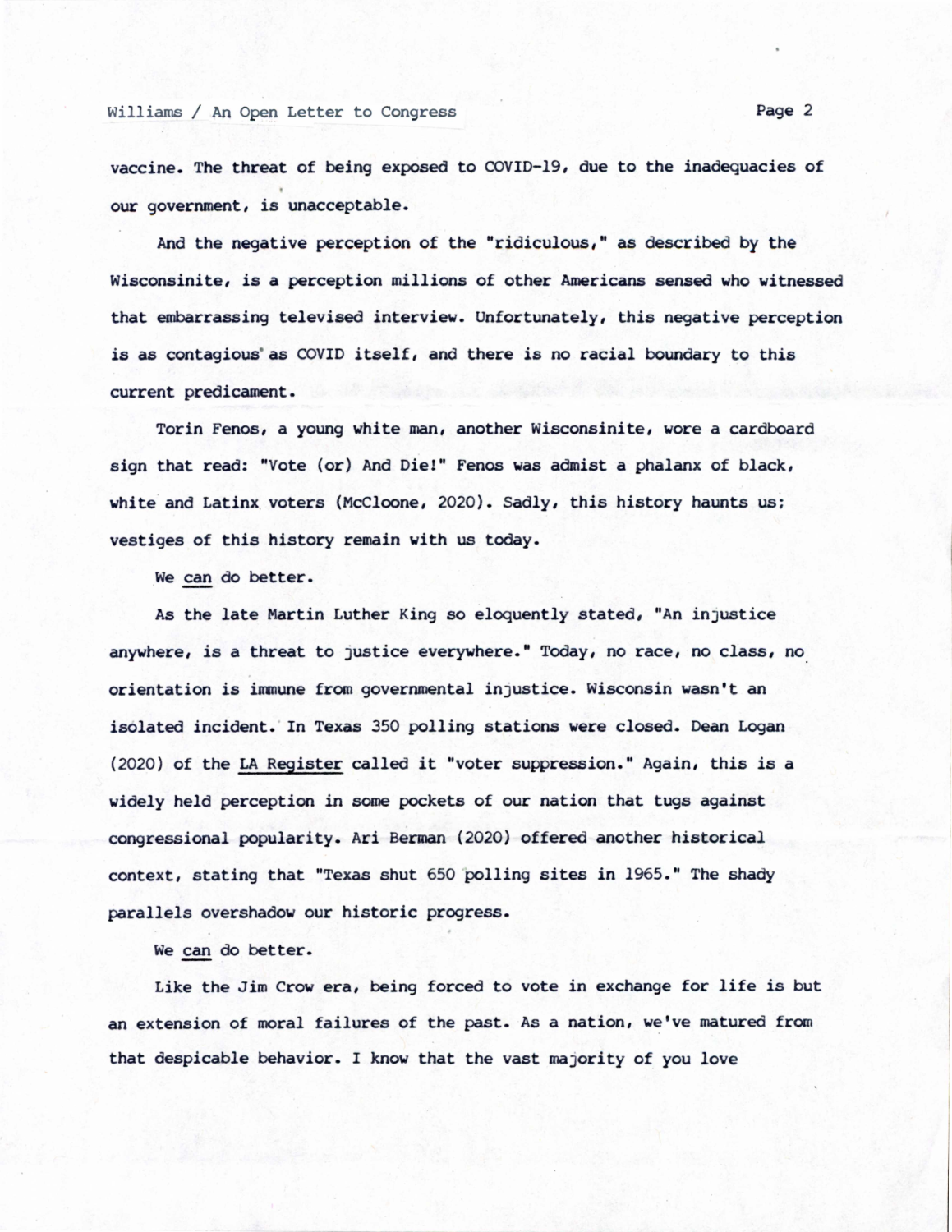vaccine. The threat of being exposed to COVID-19, due to the inadequacies of our government, is unacceptable.

And the negative perception of the "ridiculous," as described by the Wisconsinite, is a perception millions of other Americans sensed who witnessed that embarrassing televised interview. Unfortunately, this negative perception is as contagious as COVID itself, and there is no racial boundary to this current predicament.

Torin Fenos, a young white man, another Wisconsinite, wore a cardboard sign that read: "Vote (or) And Die!" Fenos was admist a phalanx of black, white and Latinx voters (McCloone, 2020). Sadly, this history haunts us; vestiges of this history remain with us today.

We <u>can</u> do better.

As the late Martin Luther King so eloquently stated, "An injustice anywhere, is a threat to justice everywhere." Today, no race, no class, no orientation is immune from governmental injustice. Wisconsin wasn't an isolated incident. In Texas 350 polling stations were closed. Dean Logan (2020) of the <u>LA Register</u> called it "voter suppression." Again, this is a widely held perception in some pockets of our nation that tugs against congressional popularity. Ari Berman (2020) offered another historical context, stating that "Texas shut 650 polling sites in 1965." The shady parallels overshadow our historic progress.

We <u>can</u> do better.

Like the Jim Crow era, being forced to vote in exchange for life is but an extension of moral failures of the past. As a nation, we've matured from that despicable behavior. I know that the vast majority of you love